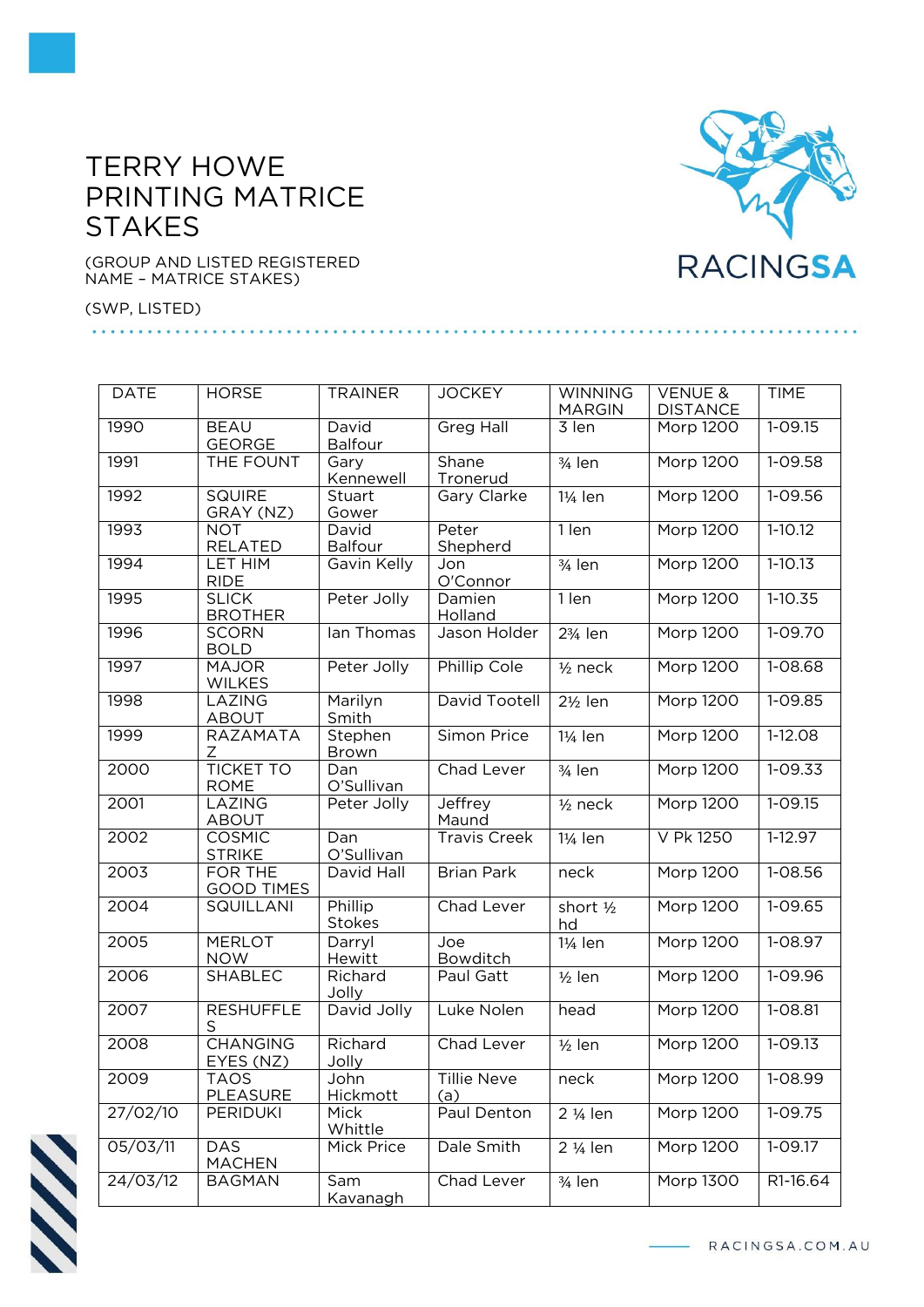# TERRY HOWE PRINTING MATRICE STAKES

(GROUP AND LISTED REGISTERED NAME – MATRICE STAKES)

(SWP, LISTED)

| DATE | HORSE | TRAINER | JOCKEY | WINNING MARGIN | VENUE & DISTANCE | TIME |
|---|---|---|---|---|---|---|
| 1990 | BEAU GEORGE | David Balfour | Greg Hall | 3 len | Morp 1200 | 1-09.15 |
| 1991 | THE FOUNT | Gary Kennewell | Shane Tronerud | ¾ len | Morp 1200 | 1-09.58 |
| 1992 | SQUIRE GRAY (NZ) | Stuart Gower | Gary Clarke | 1¼ len | Morp 1200 | 1-09.56 |
| 1993 | NOT RELATED | David Balfour | Peter Shepherd | 1 len | Morp 1200 | 1-10.12 |
| 1994 | LET HIM RIDE | Gavin Kelly | Jon O'Connor | ¾ len | Morp 1200 | 1-10.13 |
| 1995 | SLICK BROTHER | Peter Jolly | Damien Holland | 1 len | Morp 1200 | 1-10.35 |
| 1996 | SCORN BOLD | Ian Thomas | Jason Holder | 2¾ len | Morp 1200 | 1-09.70 |
| 1997 | MAJOR WILKES | Peter Jolly | Phillip Cole | ½ neck | Morp 1200 | 1-08.68 |
| 1998 | LAZING ABOUT | Marilyn Smith | David Tootell | 2½ len | Morp 1200 | 1-09.85 |
| 1999 | RAZAMATA Z | Stephen Brown | Simon Price | 1¼ len | Morp 1200 | 1-12.08 |
| 2000 | TICKET TO ROME | Dan O'Sullivan | Chad Lever | ¾ len | Morp 1200 | 1-09.33 |
| 2001 | LAZING ABOUT | Peter Jolly | Jeffrey Maund | ½ neck | Morp 1200 | 1-09.15 |
| 2002 | COSMIC STRIKE | Dan O'Sullivan | Travis Creek | 1¼ len | V Pk 1250 | 1-12.97 |
| 2003 | FOR THE GOOD TIMES | David Hall | Brian Park | neck | Morp 1200 | 1-08.56 |
| 2004 | SQUILLANI | Phillip Stokes | Chad Lever | short ½ hd | Morp 1200 | 1-09.65 |
| 2005 | MERLOT NOW | Darryl Hewitt | Joe Bowditch | 1¼ len | Morp 1200 | 1-08.97 |
| 2006 | SHABLEC | Richard Jolly | Paul Gatt | ½ len | Morp 1200 | 1-09.96 |
| 2007 | RESHUFFLES | David Jolly | Luke Nolen | head | Morp 1200 | 1-08.81 |
| 2008 | CHANGING EYES (NZ) | Richard Jolly | Chad Lever | ½ len | Morp 1200 | 1-09.13 |
| 2009 | TAOS PLEASURE | John Hickmott | Tillie Neve (a) | neck | Morp 1200 | 1-08.99 |
| 27/02/10 | PERIDUKI | Mick Whittle | Paul Denton | 2 ¼ len | Morp 1200 | 1-09.75 |
| 05/03/11 | DAS MACHEN | Mick Price | Dale Smith | 2 ¼ len | Morp 1200 | 1-09.17 |
| 24/03/12 | BAGMAN | Sam Kavanagh | Chad Lever | ¾ len | Morp 1300 | R1-16.64 |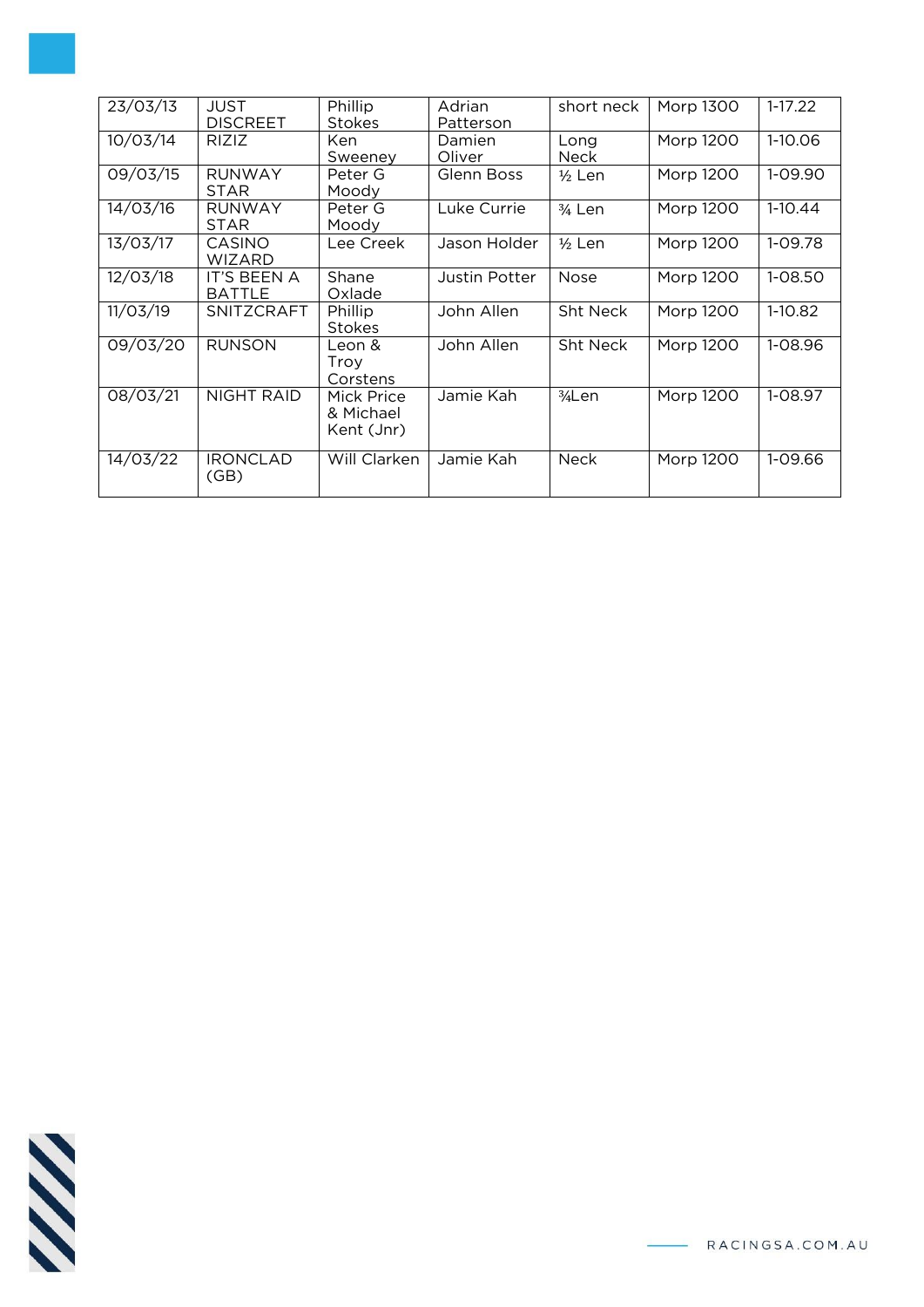| | | | | | | |
|---|---|---|---|---|---|---|
| 23/03/13 | JUST DISCREET | Phillip Stokes | Adrian Patterson | short neck | Morp 1300 | 1-17.22 |
| 10/03/14 | RIZIZ | Ken Sweeney | Damien Oliver | Long Neck | Morp 1200 | 1-10.06 |
| 09/03/15 | RUNWAY STAR | Peter G Moody | Glenn Boss | ½ Len | Morp 1200 | 1-09.90 |
| 14/03/16 | RUNWAY STAR | Peter G Moody | Luke Currie | ¾ Len | Morp 1200 | 1-10.44 |
| 13/03/17 | CASINO WIZARD | Lee Creek | Jason Holder | ½ Len | Morp 1200 | 1-09.78 |
| 12/03/18 | IT'S BEEN A BATTLE | Shane Oxlade | Justin Potter | Nose | Morp 1200 | 1-08.50 |
| 11/03/19 | SNITZCRAFT | Phillip Stokes | John Allen | Sht Neck | Morp 1200 | 1-10.82 |
| 09/03/20 | RUNSON | Leon & Troy Corstens | John Allen | Sht Neck | Morp 1200 | 1-08.96 |
| 08/03/21 | NIGHT RAID | Mick Price & Michael Kent (Jnr) | Jamie Kah | ¾Len | Morp 1200 | 1-08.97 |
| 14/03/22 | IRONCLAD (GB) | Will Clarken | Jamie Kah | Neck | Morp 1200 | 1-09.66 |